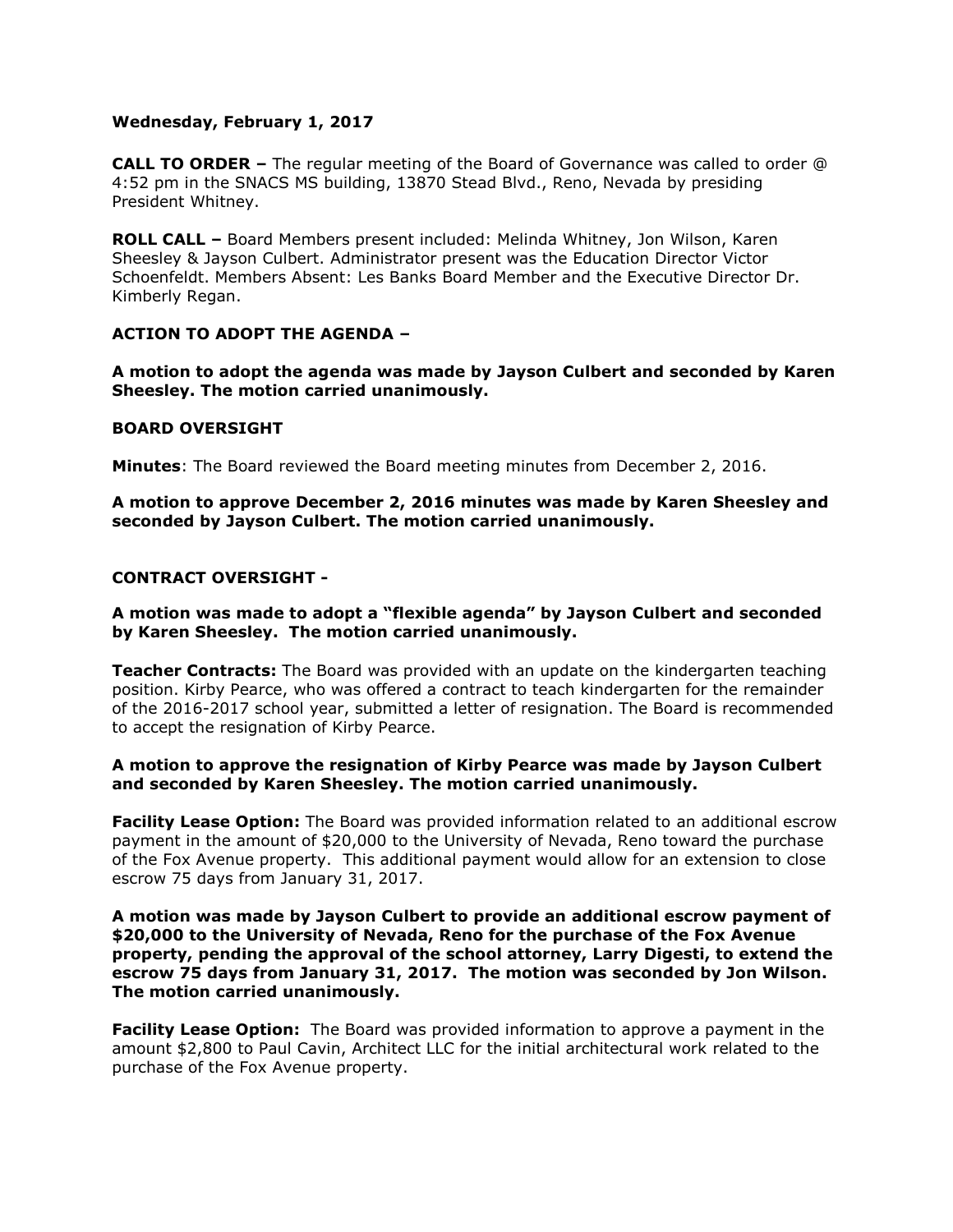**Wednesday, February 1, 2017**

**CALL TO ORDER –** The regular meeting of the Board of Governance was called to order @ 4:52 pm in the SNACS MS building, 13870 Stead Blvd., Reno, Nevada by presiding President Whitney.

**ROLL CALL –** Board Members present included: Melinda Whitney, Jon Wilson, Karen Sheesley & Jayson Culbert. Administrator present was the Education Director Victor Schoenfeldt. Members Absent: Les Banks Board Member and the Executive Director Dr. Kimberly Regan.

**ACTION TO ADOPT THE AGENDA –**

**A motion to adopt the agenda was made by Jayson Culbert and seconded by Karen Sheesley. The motion carried unanimously.**

**BOARD OVERSIGHT**

**Minutes**: The Board reviewed the Board meeting minutes from December 2, 2016.

**A motion to approve December 2, 2016 minutes was made by Karen Sheesley and seconded by Jayson Culbert. The motion carried unanimously.**

**CONTRACT OVERSIGHT -**

**A motion was made to adopt a "flexible agenda" by Jayson Culbert and seconded by Karen Sheesley. The motion carried unanimously.**

**Teacher Contracts:** The Board was provided with an update on the kindergarten teaching position. Kirby Pearce, who was offered a contract to teach kindergarten for the remainder of the 2016-2017 school year, submitted a letter of resignation. The Board is recommended to accept the resignation of Kirby Pearce.

**A motion to approve the resignation of Kirby Pearce was made by Jayson Culbert and seconded by Karen Sheesley. The motion carried unanimously.**

**Facility Lease Option:** The Board was provided information related to an additional escrow payment in the amount of $20,000 to the University of Nevada, Reno toward the purchase of the Fox Avenue property. This additional payment would allow for an extension to close escrow 75 days from January 31, 2017.

**A motion was made by Jayson Culbert to provide an additional escrow payment of $20,000 to the University of Nevada, Reno for the purchase of the Fox Avenue property, pending the approval of the school attorney, Larry Digesti, to extend the escrow 75 days from January 31, 2017. The motion was seconded by Jon Wilson. The motion carried unanimously.**

**Facility Lease Option:** The Board was provided information to approve a payment in the amount $2,800 to Paul Cavin, Architect LLC for the initial architectural work related to the purchase of the Fox Avenue property.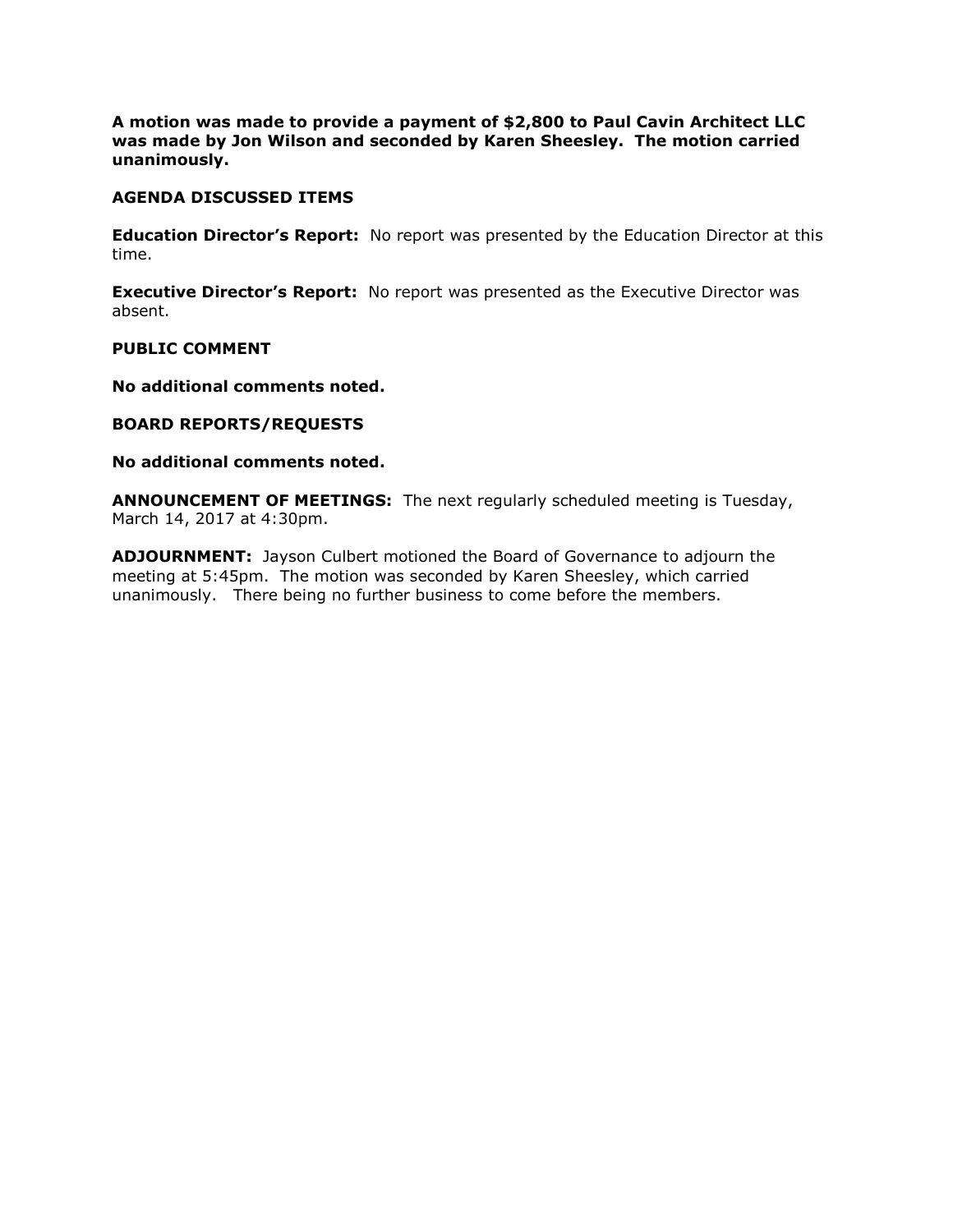**A motion was made to provide a payment of $2,800 to Paul Cavin Architect LLC was made by Jon Wilson and seconded by Karen Sheesley. The motion carried unanimously.**

**AGENDA DISCUSSED ITEMS**

**Education Director's Report:** No report was presented by the Education Director at this time.

**Executive Director's Report:** No report was presented as the Executive Director was absent.

**PUBLIC COMMENT**

**No additional comments noted.**

**BOARD REPORTS/REQUESTS**

**No additional comments noted.**

**ANNOUNCEMENT OF MEETINGS:** The next regularly scheduled meeting is Tuesday, March 14, 2017 at 4:30pm.

**ADJOURNMENT:** Jayson Culbert motioned the Board of Governance to adjourn the meeting at 5:45pm. The motion was seconded by Karen Sheesley, which carried unanimously. There being no further business to come before the members.